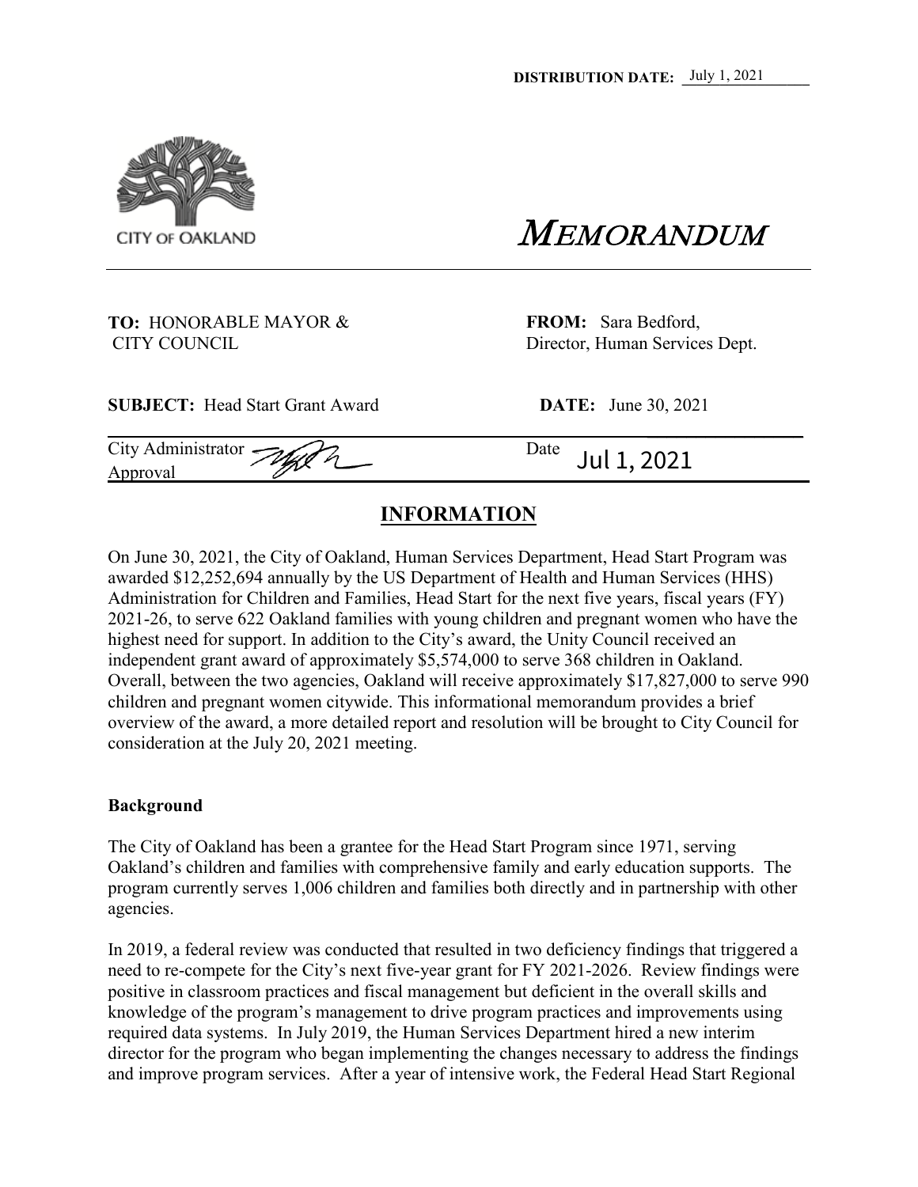**DISTRIBUTION DATE:** July 1, 2021

CITY OF OAKLAND

# *MEMORANDUM*

**TO:** HONORABLE MAYOR & CITY COUNCIL

**FROM:** Sara Bedford, Director, Human Services Dept.

**SUBJECT:** Head Start Grant Award

**DATE:** June 30, 2021

City Administrator Approval

Date Jul 1, 2021

## INFORMATION

On June 30, 2021, the City of Oakland, Human Services Department, Head Start Program was awarded $12,252,694 annually by the US Department of Health and Human Services (HHS) Administration for Children and Families, Head Start for the next five years, fiscal years (FY) 2021-26, to serve 622 Oakland families with young children and pregnant women who have the highest need for support. In addition to the City's award, the Unity Council received an independent grant award of approximately $5,574,000 to serve 368 children in Oakland. Overall, between the two agencies, Oakland will receive approximately $17,827,000 to serve 990 children and pregnant women citywide. This informational memorandum provides a brief overview of the award, a more detailed report and resolution will be brought to City Council for consideration at the July 20, 2021 meeting.

### Background

The City of Oakland has been a grantee for the Head Start Program since 1971, serving Oakland's children and families with comprehensive family and early education supports. The program currently serves 1,006 children and families both directly and in partnership with other agencies.

In 2019, a federal review was conducted that resulted in two deficiency findings that triggered a need to re-compete for the City's next five-year grant for FY 2021-2026. Review findings were positive in classroom practices and fiscal management but deficient in the overall skills and knowledge of the program's management to drive program practices and improvements using required data systems. In July 2019, the Human Services Department hired a new interim director for the program who began implementing the changes necessary to address the findings and improve program services. After a year of intensive work, the Federal Head Start Regional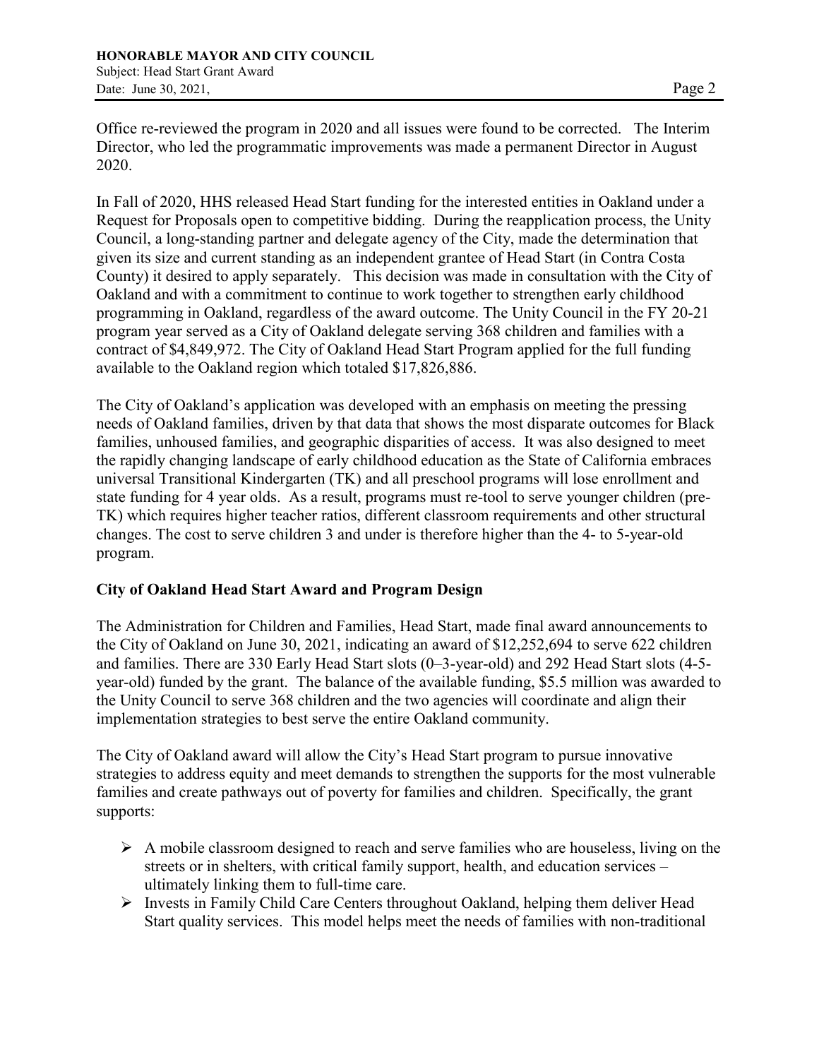Office re-reviewed the program in 2020 and all issues were found to be corrected. The Interim Director, who led the programmatic improvements was made a permanent Director in August 2020.

In Fall of 2020, HHS released Head Start funding for the interested entities in Oakland under a Request for Proposals open to competitive bidding. During the reapplication process, the Unity Council, a long-standing partner and delegate agency of the City, made the determination that given its size and current standing as an independent grantee of Head Start (in Contra Costa County) it desired to apply separately. This decision was made in consultation with the City of Oakland and with a commitment to continue to work together to strengthen early childhood programming in Oakland, regardless of the award outcome. The Unity Council in the FY 20-21 program year served as a City of Oakland delegate serving 368 children and families with a contract of $4,849,972. The City of Oakland Head Start Program applied for the full funding available to the Oakland region which totaled $17,826,886.

The City of Oakland's application was developed with an emphasis on meeting the pressing needs of Oakland families, driven by that data that shows the most disparate outcomes for Black families, unhoused families, and geographic disparities of access. It was also designed to meet the rapidly changing landscape of early childhood education as the State of California embraces universal Transitional Kindergarten (TK) and all preschool programs will lose enrollment and state funding for 4 year olds. As a result, programs must re-tool to serve younger children (pre-TK) which requires higher teacher ratios, different classroom requirements and other structural changes. The cost to serve children 3 and under is therefore higher than the 4- to 5-year-old program.

**City of Oakland Head Start Award and Program Design**

The Administration for Children and Families, Head Start, made final award announcements to the City of Oakland on June 30, 2021, indicating an award of $12,252,694 to serve 622 children and families. There are 330 Early Head Start slots (0–3-year-old) and 292 Head Start slots (4-5-year-old) funded by the grant. The balance of the available funding, $5.5 million was awarded to the Unity Council to serve 368 children and the two agencies will coordinate and align their implementation strategies to best serve the entire Oakland community.

The City of Oakland award will allow the City's Head Start program to pursue innovative strategies to address equity and meet demands to strengthen the supports for the most vulnerable families and create pathways out of poverty for families and children. Specifically, the grant supports:

- A mobile classroom designed to reach and serve families who are houseless, living on the streets or in shelters, with critical family support, health, and education services – ultimately linking them to full-time care.
- Invests in Family Child Care Centers throughout Oakland, helping them deliver Head Start quality services. This model helps meet the needs of families with non-traditional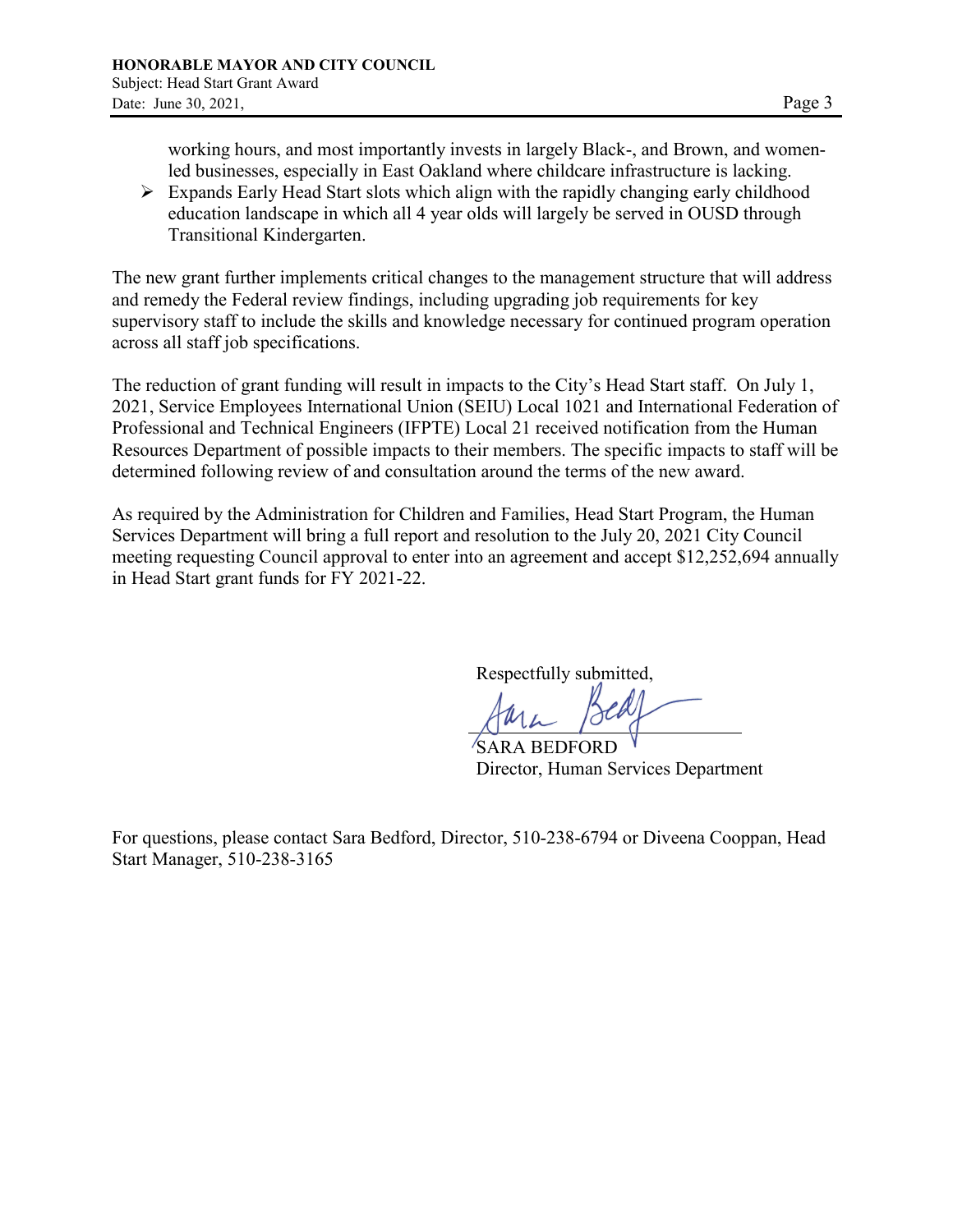working hours, and most importantly invests in largely Black-, and Brown, and women-led businesses, especially in East Oakland where childcare infrastructure is lacking.

- Expands Early Head Start slots which align with the rapidly changing early childhood education landscape in which all 4 year olds will largely be served in OUSD through Transitional Kindergarten.

The new grant further implements critical changes to the management structure that will address and remedy the Federal review findings, including upgrading job requirements for key supervisory staff to include the skills and knowledge necessary for continued program operation across all staff job specifications.

The reduction of grant funding will result in impacts to the City's Head Start staff. On July 1, 2021, Service Employees International Union (SEIU) Local 1021 and International Federation of Professional and Technical Engineers (IFPTE) Local 21 received notification from the Human Resources Department of possible impacts to their members. The specific impacts to staff will be determined following review of and consultation around the terms of the new award.

As required by the Administration for Children and Families, Head Start Program, the Human Services Department will bring a full report and resolution to the July 20, 2021 City Council meeting requesting Council approval to enter into an agreement and accept $12,252,694 annually in Head Start grant funds for FY 2021-22.

Respectfully submitted,

SARA BEDFORD
Director, Human Services Department

For questions, please contact Sara Bedford, Director, 510-238-6794 or Diveena Cooppan, Head Start Manager, 510-238-3165